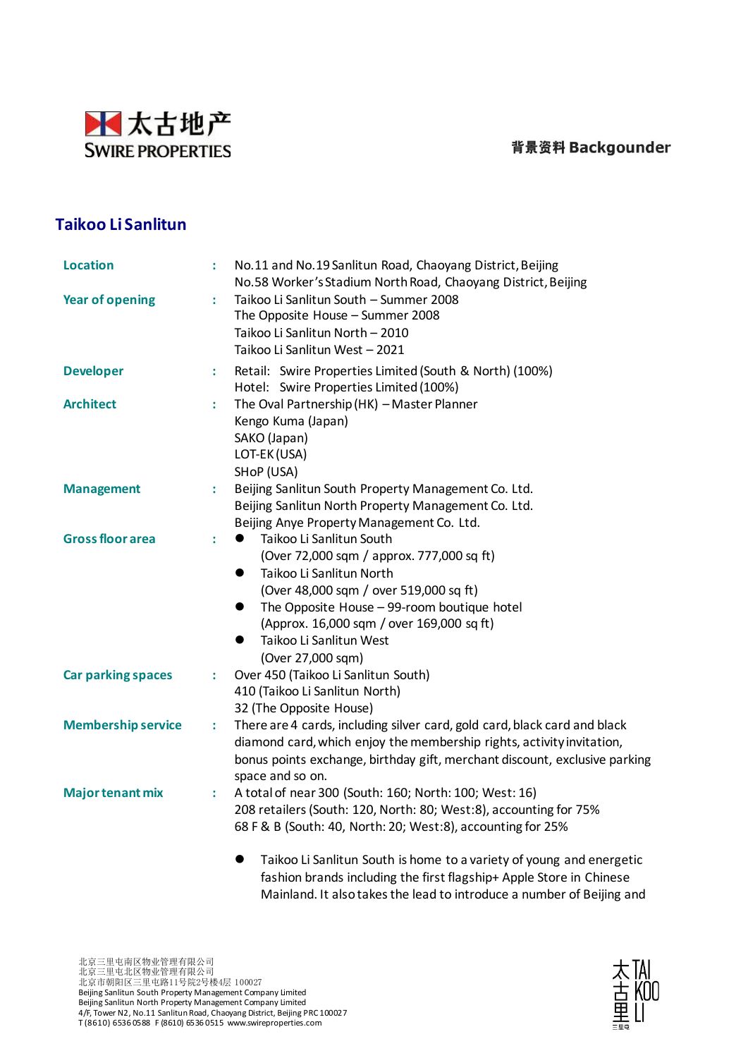太古地产
SWIRE PROPERTIES

背景资料 Backgounder

## Taikoo Li Sanlitun

| | | |
|---|---|---|
| **Location** | : | No.11 and No.19 Sanlitun Road, Chaoyang District, Beijing<br>No.58 Worker's Stadium North Road, Chaoyang District, Beijing |
| **Year of opening** | : | Taikoo Li Sanlitun South – Summer 2008<br>The Opposite House – Summer 2008<br>Taikoo Li Sanlitun North – 2010<br>Taikoo Li Sanlitun West – 2021 |
| **Developer** | : | Retail: Swire Properties Limited (South & North) (100%)<br>Hotel: Swire Properties Limited (100%) |
| **Architect** | : | The Oval Partnership (HK) – Master Planner<br>Kengo Kuma (Japan)<br>SAKO (Japan)<br>LOT-EK (USA)<br>SHoP (USA) |
| **Management** | : | Beijing Sanlitun South Property Management Co. Ltd.<br>Beijing Sanlitun North Property Management Co. Ltd.<br>Beijing Anye Property Management Co. Ltd. |
| **Gross floor area** | : | ● Taikoo Li Sanlitun South (Over 72,000 sqm / approx. 777,000 sq ft)<br>● Taikoo Li Sanlitun North (Over 48,000 sqm / over 519,000 sq ft)<br>● The Opposite House – 99-room boutique hotel (Approx. 16,000 sqm / over 169,000 sq ft)<br>● Taikoo Li Sanlitun West (Over 27,000 sqm) |
| **Car parking spaces** | : | Over 450 (Taikoo Li Sanlitun South)<br>410 (Taikoo Li Sanlitun North)<br>32 (The Opposite House) |
| **Membership service** | : | There are 4 cards, including silver card, gold card, black card and black diamond card, which enjoy the membership rights, activity invitation, bonus points exchange, birthday gift, merchant discount, exclusive parking space and so on. |
| **Major tenant mix** | : | A total of near 300 (South: 160; North: 100; West: 16)<br>208 retailers (South: 120, North: 80; West:8), accounting for 75%<br>68 F & B (South: 40, North: 20; West:8), accounting for 25%<br><br>● Taikoo Li Sanlitun South is home to a variety of young and energetic fashion brands including the first flagship+ Apple Store in Chinese Mainland. It also takes the lead to introduce a number of Beijing and |

北京三里屯南区物业管理有限公司
北京三里屯北区物业管理有限公司
北京市朝阳区三里屯路11号院2号楼4层 100027
Beijing Sanlitun South Property Management Company Limited
Beijing Sanlitun North Property Management Company Limited
4/F, Tower N2, No.11 Sanlitun Road, Chaoyang District, Beijing PRC 100027
T (8610) 6536 0588 F (8610) 6536 0515 www.swireproperties.com

太古里 TAI KOO LI 三里屯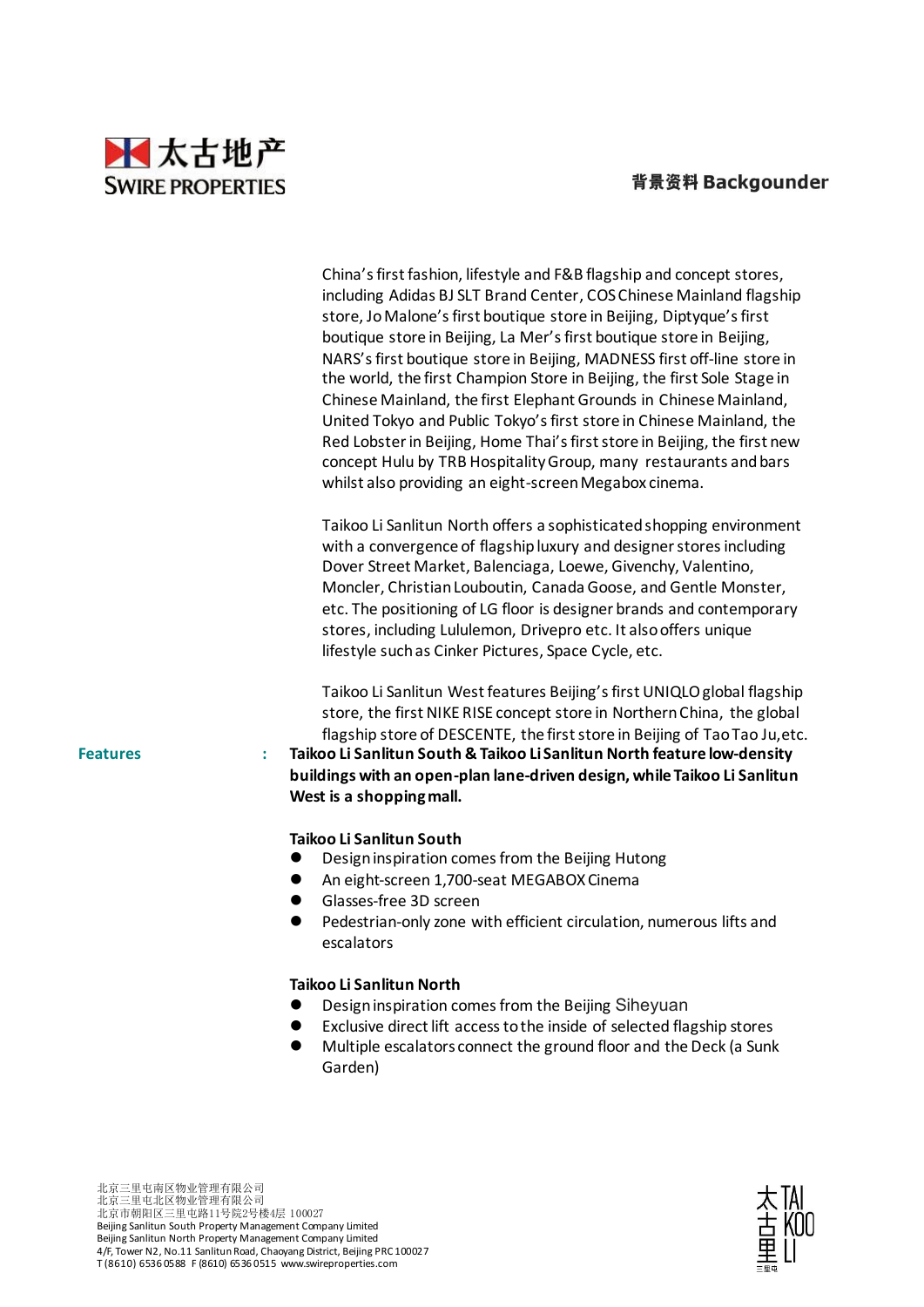China's first fashion, lifestyle and F&B flagship and concept stores, including Adidas BJ SLT Brand Center, COS Chinese Mainland flagship store, Jo Malone's first boutique store in Beijing, Diptyque's first boutique store in Beijing, La Mer's first boutique store in Beijing, NARS's first boutique store in Beijing, MADNESS first off-line store in the world, the first Champion Store in Beijing, the first Sole Stage in Chinese Mainland, the first Elephant Grounds in Chinese Mainland, United Tokyo and Public Tokyo's first store in Chinese Mainland, the Red Lobster in Beijing, Home Thai's first store in Beijing, the first new concept Hulu by TRB Hospitality Group, many restaurants and bars whilst also providing an eight-screen Megabox cinema.

Taikoo Li Sanlitun North offers a sophisticated shopping environment with a convergence of flagship luxury and designer stores including Dover Street Market, Balenciaga, Loewe, Givenchy, Valentino, Moncler, Christian Louboutin, Canada Goose, and Gentle Monster, etc. The positioning of LG floor is designer brands and contemporary stores, including Lululemon, Drivepro etc. It also offers unique lifestyle such as Cinker Pictures, Space Cycle, etc.

Taikoo Li Sanlitun West features Beijing's first UNIQLO global flagship store, the first NIKE RISE concept store in Northern China, the global flagship store of DESCENTE, the first store in Beijing of Tao Tao Ju, etc.

**Features** : **Taikoo Li Sanlitun South & Taikoo Li Sanlitun North feature low-density buildings with an open-plan lane-driven design, while Taikoo Li Sanlitun West is a shopping mall.**

**Taikoo Li Sanlitun South**

- Design inspiration comes from the Beijing Hutong
- An eight-screen 1,700-seat MEGABOX Cinema
- Glasses-free 3D screen
- Pedestrian-only zone with efficient circulation, numerous lifts and escalators

**Taikoo Li Sanlitun North**

- Design inspiration comes from the Beijing Siheyuan
- Exclusive direct lift access to the inside of selected flagship stores
- Multiple escalators connect the ground floor and the Deck (a Sunk Garden)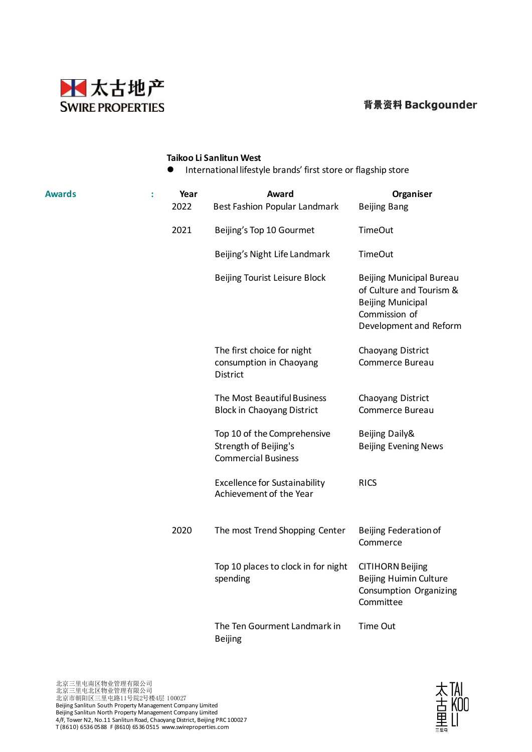**Taikoo Li Sanlitun West**

- International lifestyle brands' first store or flagship store

**Awards** :

| Year | Award | Organiser |
|---|---|---|
| 2022 | Best Fashion Popular Landmark | Beijing Bang |
| 2021 | Beijing's Top 10 Gourmet | TimeOut |
| | Beijing's Night Life Landmark | TimeOut |
| | Beijing Tourist Leisure Block | Beijing Municipal Bureau of Culture and Tourism & Beijing Municipal Commission of Development and Reform |
| | The first choice for night consumption in Chaoyang District | Chaoyang District Commerce Bureau |
| | The Most Beautiful Business Block in Chaoyang District | Chaoyang District Commerce Bureau |
| | Top 10 of the Comprehensive Strength of Beijing's Commercial Business | Beijing Daily& Beijing Evening News |
| | Excellence for Sustainability Achievement of the Year | RICS |
| 2020 | The most Trend Shopping Center | Beijing Federation of Commerce |
| | Top 10 places to clock in for night spending | CITIHORN Beijing Beijing Huimin Culture Consumption Organizing Committee |
| | The Ten Gourment Landmark in Beijing | Time Out |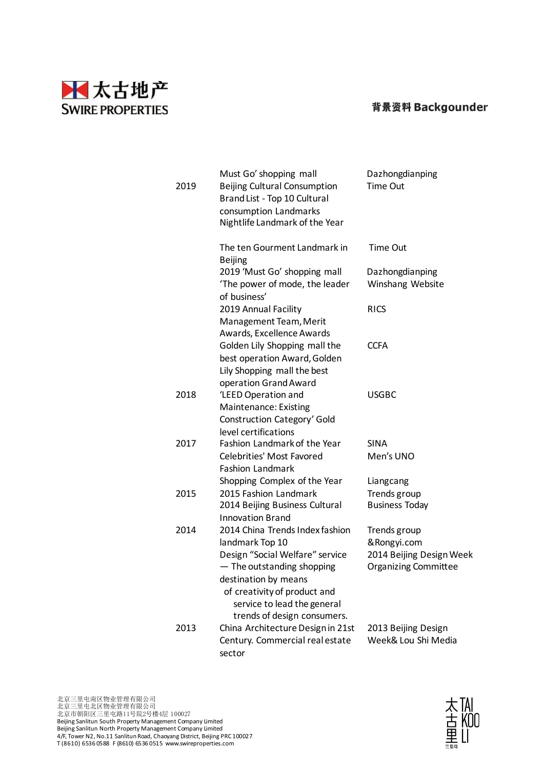| | | |
|---|---|---|
| 2019 | Must Go' shopping mall<br>Beijing Cultural Consumption Brand List - Top 10 Cultural consumption Landmarks<br>Nightlife Landmark of the Year | Dazhongdianping<br>Time Out |
| | The ten Gourment Landmark in Beijing | Time Out |
| | 2019 'Must Go' shopping mall | Dazhongdianping |
| | 'The power of mode, the leader of business' | Winshang Website |
| | 2019 Annual Facility Management Team, Merit Awards, Excellence Awards | RICS |
| | Golden Lily Shopping mall the best operation Award, Golden Lily Shopping mall the best operation Grand Award | CCFA |
| 2018 | 'LEED Operation and Maintenance: Existing Construction Category' Gold level certifications | USGBC |
| 2017 | Fashion Landmark of the Year | SINA |
| | Celebrities' Most Favored Fashion Landmark | Men's UNO |
| | Shopping Complex of the Year | Liangcang |
| 2015 | 2015 Fashion Landmark | Trends group |
| | 2014 Beijing Business Cultural Innovation Brand | Business Today |
| 2014 | 2014 China Trends Index fashion landmark Top 10 | Trends group &Rongyi.com |
| | Design "Social Welfare" service — The outstanding shopping destination by means of creativity of product and service to lead the general trends of design consumers. | 2014 Beijing Design Week Organizing Committee |
| 2013 | China Architecture Design in 21st Century. Commercial real estate sector | 2013 Beijing Design Week& Lou Shi Media |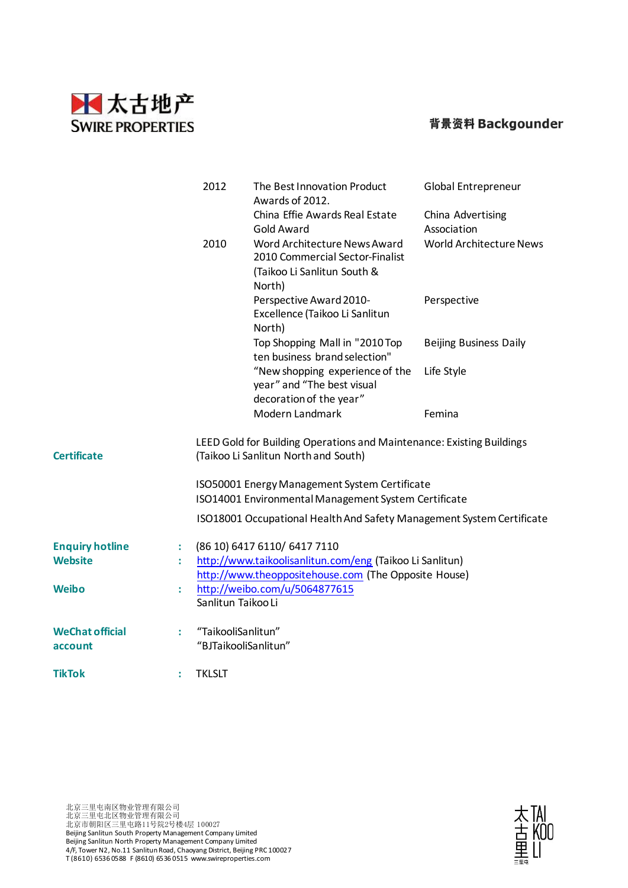| | | |
|---|---|---|
| 2012 | The Best Innovation Product Awards of 2012. | Global Entrepreneur |
| | China Effie Awards Real Estate Gold Award | China Advertising Association |
| 2010 | Word Architecture News Award 2010 Commercial Sector-Finalist (Taikoo Li Sanlitun South & North) | World Architecture News |
| | Perspective Award 2010-Excellence (Taikoo Li Sanlitun North) | Perspective |
| | Top Shopping Mall in "2010 Top ten business brand selection" | Beijing Business Daily |
| | “New shopping experience of the year” and “The best visual decoration of the year” | Life Style |
| | Modern Landmark | Femina |

**Certificate**

LEED Gold for Building Operations and Maintenance: Existing Buildings (Taikoo Li Sanlitun North and South)

ISO50001 Energy Management System Certificate
ISO14001 Environmental Management System Certificate

ISO18001 Occupational Health And Safety Management System Certificate

**Enquiry hotline** : (86 10) 6417 6110/ 6417 7110

**Website** : http://www.taikoolisanlitun.com/eng (Taikoo Li Sanlitun)
http://www.theoppositehouse.com (The Opposite House)

**Weibo** : http://weibo.com/u/5064877615
Sanlitun Taikoo Li

**WeChat official account** : “TaikooliSanlitun”
“BJTaikooliSanlitun”

**TikTok** : TKLSLT

北京三里屯南区物业管理有限公司
北京三里屯北区物业管理有限公司
北京市朝阳区三里屯路11号院2号楼4层 100027
Beijing Sanlitun South Property Management Company Limited
Beijing Sanlitun North Property Management Company Limited
4/F, Tower N2, No.11 Sanlitun Road, Chaoyang District, Beijing PRC 100027
T (8610) 6536 0588 F (8610) 6536 0515 www.swireproperties.com